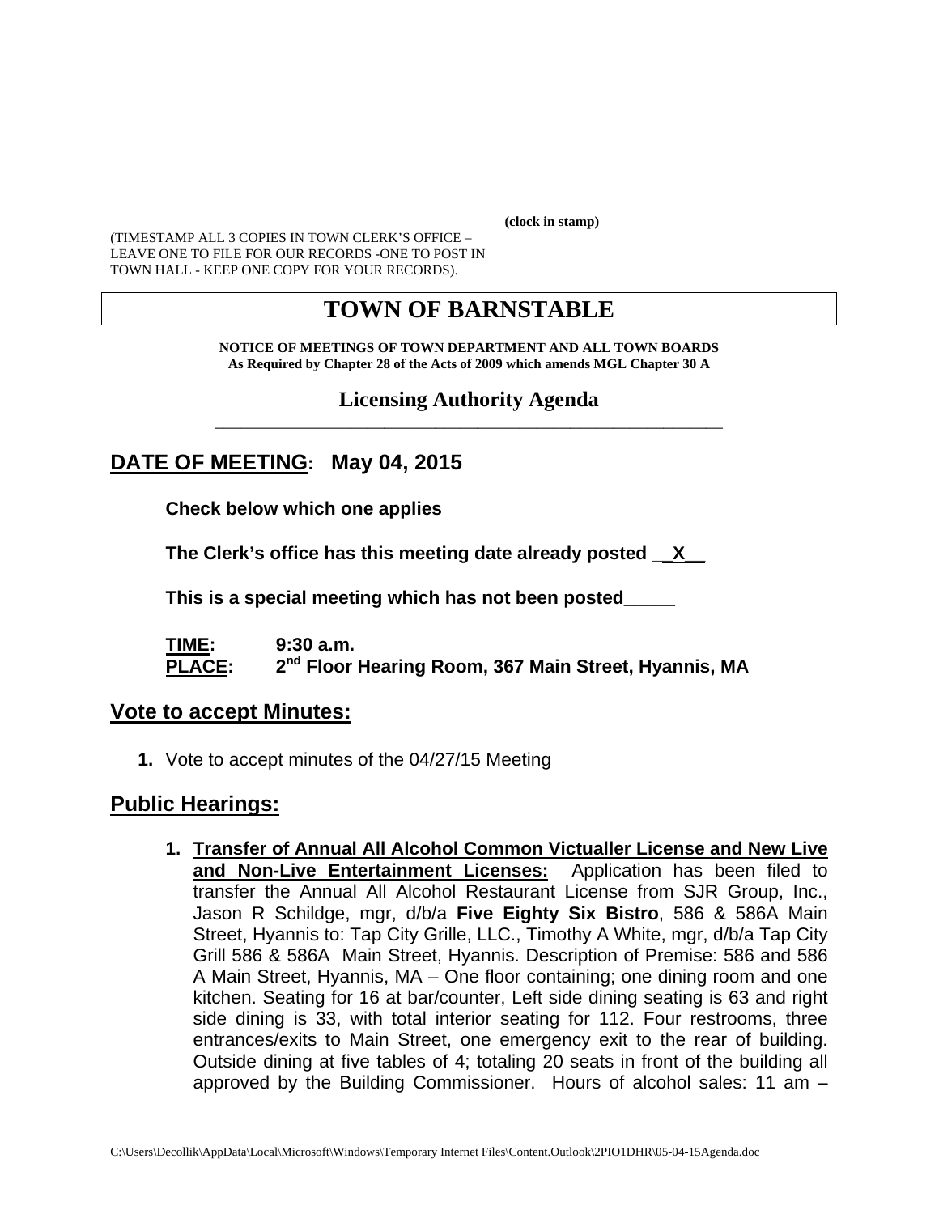(clock in stamp)

(TIMESTAMP ALL 3 COPIES IN TOWN CLERK'S OFFICE – LEAVE ONE TO FILE FOR OUR RECORDS -ONE TO POST IN TOWN HALL - KEEP ONE COPY FOR YOUR RECORDS).

# TOWN OF BARNSTABLE

**NOTICE OF MEETINGS OF TOWN DEPARTMENT AND ALL TOWN BOARDS**
**As Required by Chapter 28 of the Acts of 2009 which amends MGL Chapter 30 A**

## Licensing Authority Agenda

## DATE OF MEETING: May 04, 2015

**Check below which one applies**

**The Clerk's office has this meeting date already posted __X__**

**This is a special meeting which has not been posted_____**

**TIME:** 9:30 a.m.
**PLACE:** 2nd Floor Hearing Room, 367 Main Street, Hyannis, MA

## Vote to accept Minutes:

1. Vote to accept minutes of the 04/27/15 Meeting

## Public Hearings:

1. **Transfer of Annual All Alcohol Common Victualler License and New Live and Non-Live Entertainment Licenses:** Application has been filed to transfer the Annual All Alcohol Restaurant License from SJR Group, Inc., Jason R Schildge, mgr, d/b/a **Five Eighty Six Bistro**, 586 & 586A Main Street, Hyannis to: Tap City Grille, LLC., Timothy A White, mgr, d/b/a Tap City Grill 586 & 586A Main Street, Hyannis. Description of Premise: 586 and 586 A Main Street, Hyannis, MA – One floor containing; one dining room and one kitchen. Seating for 16 at bar/counter, Left side dining seating is 63 and right side dining is 33, with total interior seating for 112. Four restrooms, three entrances/exits to Main Street, one emergency exit to the rear of building. Outside dining at five tables of 4; totaling 20 seats in front of the building all approved by the Building Commissioner. Hours of alcohol sales: 11 am –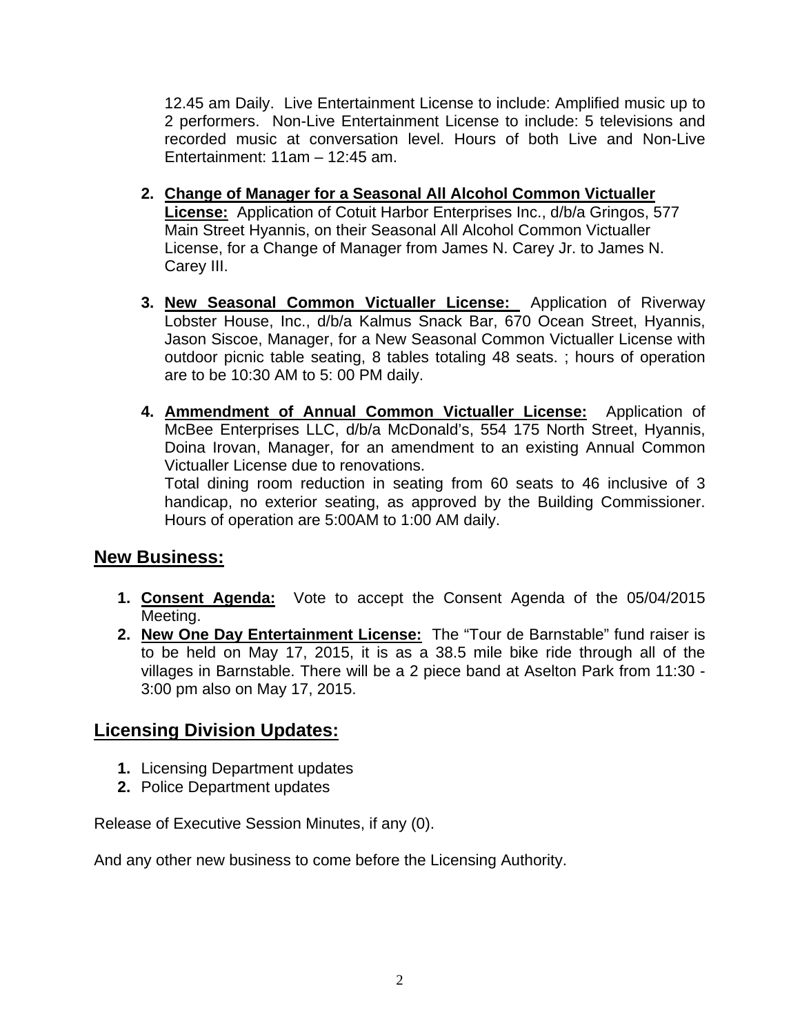12.45 am Daily. Live Entertainment License to include: Amplified music up to 2 performers. Non-Live Entertainment License to include: 5 televisions and recorded music at conversation level. Hours of both Live and Non-Live Entertainment: 11am – 12:45 am.

2. **Change of Manager for a Seasonal All Alcohol Common Victualler License:** Application of Cotuit Harbor Enterprises Inc., d/b/a Gringos, 577 Main Street Hyannis, on their Seasonal All Alcohol Common Victualler License, for a Change of Manager from James N. Carey Jr. to James N. Carey III.

3. **New Seasonal Common Victualler License:** Application of Riverway Lobster House, Inc., d/b/a Kalmus Snack Bar, 670 Ocean Street, Hyannis, Jason Siscoe, Manager, for a New Seasonal Common Victualler License with outdoor picnic table seating, 8 tables totaling 48 seats. ; hours of operation are to be 10:30 AM to 5: 00 PM daily.

4. **Ammendment of Annual Common Victualler License:** Application of McBee Enterprises LLC, d/b/a McDonald's, 554 175 North Street, Hyannis, Doina Irovan, Manager, for an amendment to an existing Annual Common Victualler License due to renovations.
   Total dining room reduction in seating from 60 seats to 46 inclusive of 3 handicap, no exterior seating, as approved by the Building Commissioner. Hours of operation are 5:00AM to 1:00 AM daily.

## New Business:

1. **Consent Agenda:** Vote to accept the Consent Agenda of the 05/04/2015 Meeting.
2. **New One Day Entertainment License:** The "Tour de Barnstable" fund raiser is to be held on May 17, 2015, it is as a 38.5 mile bike ride through all of the villages in Barnstable. There will be a 2 piece band at Aselton Park from 11:30 - 3:00 pm also on May 17, 2015.

## Licensing Division Updates:

1. Licensing Department updates
2. Police Department updates

Release of Executive Session Minutes, if any (0).

And any other new business to come before the Licensing Authority.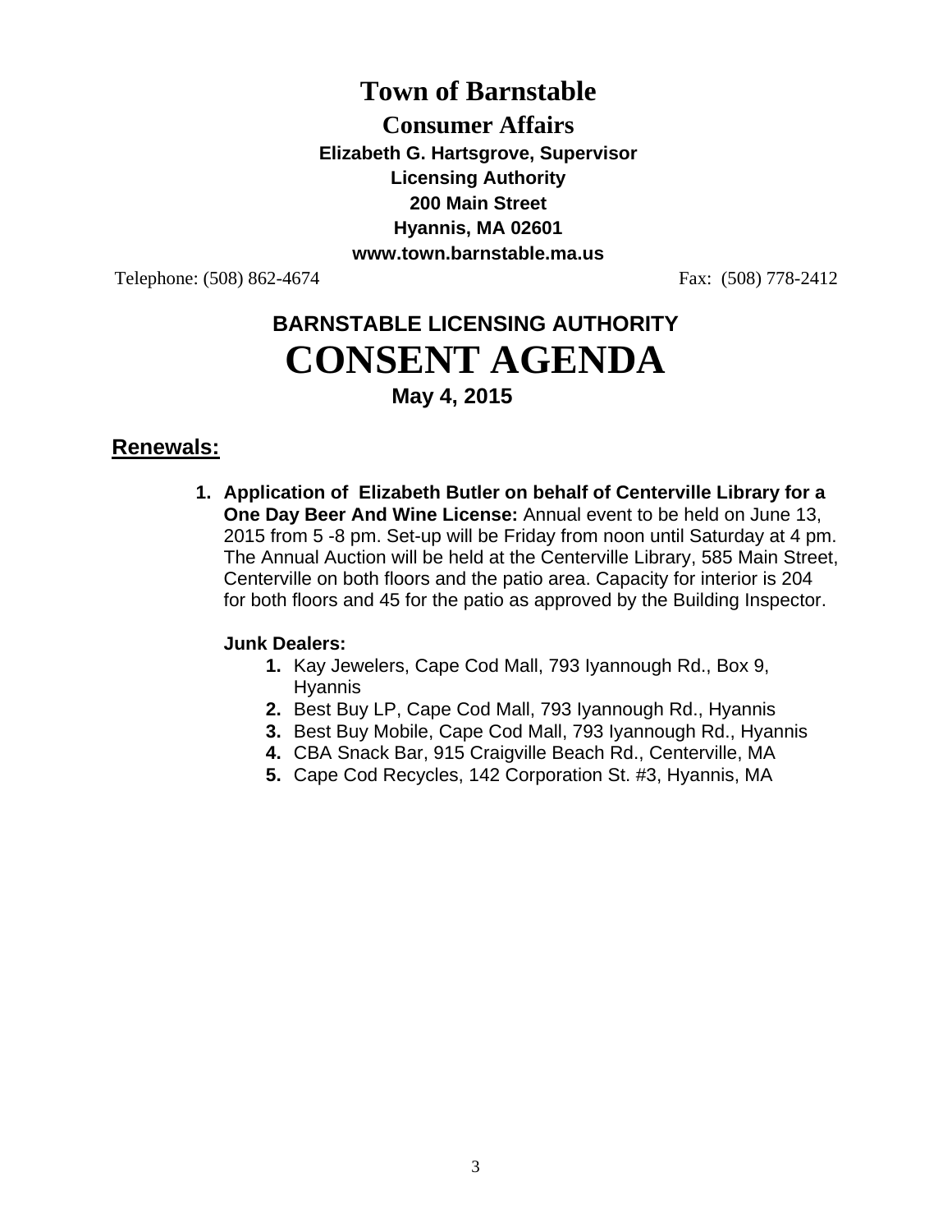# Town of Barnstable

## Consumer Affairs

**Elizabeth G. Hartsgrove, Supervisor**
**Licensing Authority**
**200 Main Street**
**Hyannis, MA 02601**
**www.town.barnstable.ma.us**

Telephone: (508) 862-4674 Fax: (508) 778-2412

## BARNSTABLE LICENSING AUTHORITY

# CONSENT AGENDA

**May 4, 2015**

## Renewals:

1. **Application of Elizabeth Butler on behalf of Centerville Library for a One Day Beer And Wine License:** Annual event to be held on June 13, 2015 from 5 -8 pm. Set-up will be Friday from noon until Saturday at 4 pm. The Annual Auction will be held at the Centerville Library, 585 Main Street, Centerville on both floors and the patio area. Capacity for interior is 204 for both floors and 45 for the patio as approved by the Building Inspector.

   **Junk Dealers:**

   1. Kay Jewelers, Cape Cod Mall, 793 Iyannough Rd., Box 9, Hyannis
   2. Best Buy LP, Cape Cod Mall, 793 Iyannough Rd., Hyannis
   3. Best Buy Mobile, Cape Cod Mall, 793 Iyannough Rd., Hyannis
   4. CBA Snack Bar, 915 Craigville Beach Rd., Centerville, MA
   5. Cape Cod Recycles, 142 Corporation St. #3, Hyannis, MA